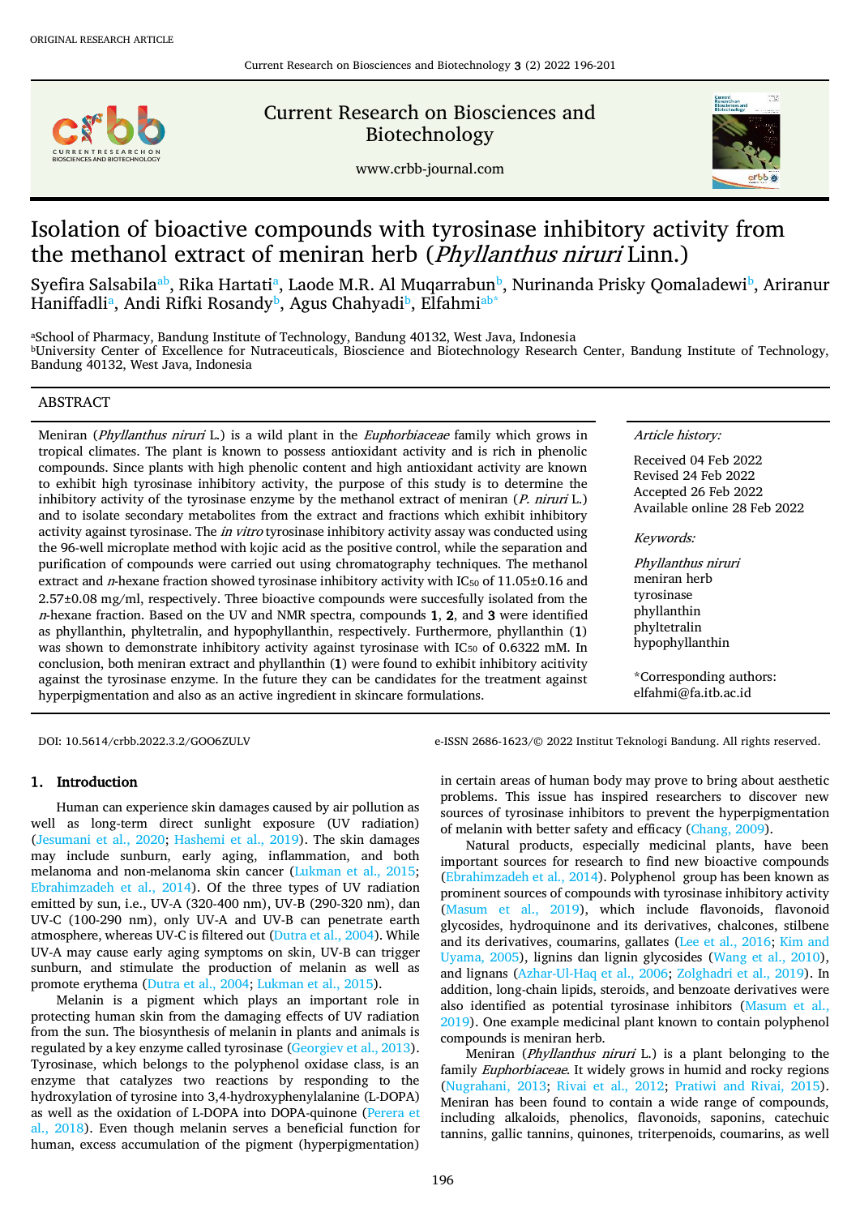ORIGINAL RESEARCH ARTICLE

Current Research on Biosciences and Biotechnology

www.crbb-journal.com

# Isolation of bioactive compounds with tyrosinase inhibitory activity from the methanol extract of meniran herb (*Phyllanthus niruri* Linn.)

Syefira Salsabila[ab], Rika Hartati[a], Laode M.R. Al Muqarrabun[b], Nurinanda Prisky Qomaladewi[b], Ariranur Haniffadli[a], Andi Rifki Rosandy[b], Agus Chahyadi[b], Elfahmi[ab*]

[a]School of Pharmacy, Bandung Institute of Technology, Bandung 40132, West Java, Indonesia
[b]University Center of Excellence for Nutraceuticals, Bioscience and Biotechnology Research Center, Bandung Institute of Technology, Bandung 40132, West Java, Indonesia

## ABSTRACT

Meniran (*Phyllanthus niruri* L.) is a wild plant in the *Euphorbiaceae* family which grows in tropical climates. The plant is known to possess antioxidant activity and is rich in phenolic compounds. Since plants with high phenolic content and high antioxidant activity are known to exhibit high tyrosinase inhibitory activity, the purpose of this study is to determine the inhibitory activity of the tyrosinase enzyme by the methanol extract of meniran (*P. niruri* L.) and to isolate secondary metabolites from the extract and fractions which exhibit inhibitory activity against tyrosinase. The *in vitro* tyrosinase inhibitory activity assay was conducted using the 96-well microplate method with kojic acid as the positive control, while the separation and purification of compounds were carried out using chromatography techniques. The methanol extract and *n*-hexane fraction showed tyrosinase inhibitory activity with $IC_{50}$ of 11.05±0.16 and 2.57±0.08 mg/ml, respectively. Three bioactive compounds were succesfully isolated from the *n*-hexane fraction. Based on the UV and NMR spectra, compounds **1**, **2**, and **3** were identified as phyllanthin, phyltetralin, and hypophyllanthin, respectively. Furthermore, phyllanthin (**1**) was shown to demonstrate inhibitory activity against tyrosinase with $IC_{50}$ of 0.6322 mM. In conclusion, both meniran extract and phyllanthin (**1**) were found to exhibit inhibitory acitivity against the tyrosinase enzyme. In the future they can be candidates for the treatment against hyperpigmentation and also as an active ingredient in skincare formulations.

*Article history:*

Received 04 Feb 2022
Revised 24 Feb 2022
Accepted 26 Feb 2022
Available online 28 Feb 2022

*Keywords:*

*Phyllanthus niruri*
meniran herb
tyrosinase
phyllanthin
phyltetralin
hypophyllanthin

*Corresponding authors:
elfahmi@fa.itb.ac.id

DOI: 10.5614/crbb.2022.3.2/GOO6ZULV

e-ISSN 2686-1623/© 2022 Institut Teknologi Bandung. All rights reserved.

## 1. Introduction

Human can experience skin damages caused by air pollution as well as long-term direct sunlight exposure (UV radiation) (Jesumani et al., 2020; Hashemi et al., 2019). The skin damages may include sunburn, early aging, inflammation, and both melanoma and non-melanoma skin cancer (Lukman et al., 2015; Ebrahimzadeh et al., 2014). Of the three types of UV radiation emitted by sun, i.e., UV-A (320-400 nm), UV-B (290-320 nm), dan UV-C (100-290 nm), only UV-A and UV-B can penetrate earth atmosphere, whereas UV-C is filtered out (Dutra et al., 2004). While UV-A may cause early aging symptoms on skin, UV-B can trigger sunburn, and stimulate the production of melanin as well as promote erythema (Dutra et al., 2004; Lukman et al., 2015).

Melanin is a pigment which plays an important role in protecting human skin from the damaging effects of UV radiation from the sun. The biosynthesis of melanin in plants and animals is regulated by a key enzyme called tyrosinase (Georgiev et al., 2013). Tyrosinase, which belongs to the polyphenol oxidase class, is an enzyme that catalyzes two reactions by responding to the hydroxylation of tyrosine into 3,4-hydroxyphenylalanine (L-DOPA) as well as the oxidation of L-DOPA into DOPA-quinone (Perera et al., 2018). Even though melanin serves a beneficial function for human, excess accumulation of the pigment (hyperpigmentation) in certain areas of human body may prove to bring about aesthetic problems. This issue has inspired researchers to discover new sources of tyrosinase inhibitors to prevent the hyperpigmentation of melanin with better safety and efficacy (Chang, 2009).

Natural products, especially medicinal plants, have been important sources for research to find new bioactive compounds (Ebrahimzadeh et al., 2014). Polyphenol group has been known as prominent sources of compounds with tyrosinase inhibitory activity (Masum et al., 2019), which include flavonoids, flavonoid glycosides, hydroquinone and its derivatives, chalcones, stilbene and its derivatives, coumarins, gallates (Lee et al., 2016; Kim and Uyama, 2005), lignins dan lignin glycosides (Wang et al., 2010), and lignans (Azhar-Ul-Haq et al., 2006; Zolghadri et al., 2019). In addition, long-chain lipids, steroids, and benzoate derivatives were also identified as potential tyrosinase inhibitors (Masum et al., 2019). One example medicinal plant known to contain polyphenol compounds is meniran herb.

Meniran (*Phyllanthus niruri* L.) is a plant belonging to the family *Euphorbiaceae*. It widely grows in humid and rocky regions (Nugrahani, 2013; Rivai et al., 2012; Pratiwi and Rivai, 2015). Meniran has been found to contain a wide range of compounds, including alkaloids, phenolics, flavonoids, saponins, catechuic tannins, gallic tannins, quinones, triterpenoids, coumarins, as well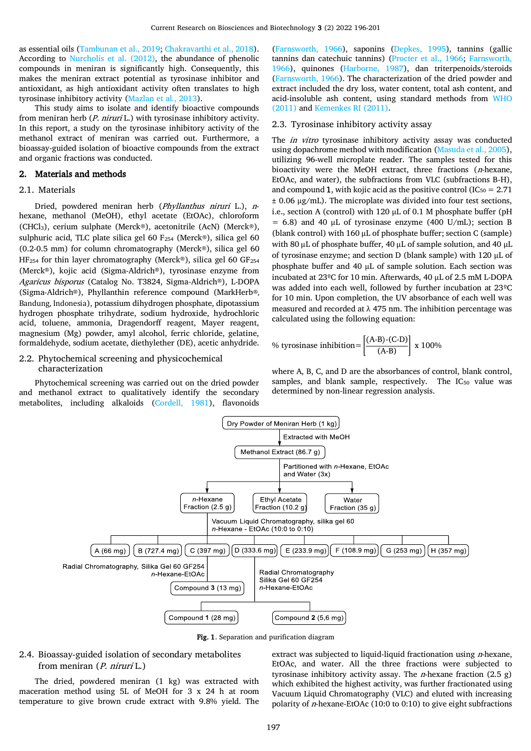as essential oils (Tambunan et al., 2019; Chakravarthi et al., 2018). According to Nurcholis et al. (2012), the abundance of phenolic compounds in meniran is significantly high. Consequently, this makes the meniran extract potential as tyrosinase inhibitor and antioxidant, as high antioxidant activity often translates to high tyrosinase inhibitory activity (Mazlan et al., 2013).

This study aims to isolate and identify bioactive compounds from meniran herb (*P. niruri* L.) with tyrosinase inhibitory activity. In this report, a study on the tyrosinase inhibitory activity of the methanol extract of meniran was carried out. Furthermore, a bioassay-guided isolation of bioactive compounds from the extract and organic fractions was conducted.

## 2. Materials and methods

### 2.1. Materials

Dried, powdered meniran herb (*Phyllanthus niruri* L.), *n*-hexane, methanol (MeOH), ethyl acetate (EtOAc), chloroform ($CHCl_3$), cerium sulphate (Merck®), acetonitrile (AcN) (Merck®), sulphuric acid, TLC plate silica gel 60 $F_{254}$ (Merck®), silica gel 60 (0.2-0.5 mm) for column chromatography (Merck®), silica gel 60 $HF_{254}$ for thin layer chromatography (Merck®), silica gel 60 $GF_{254}$ (Merck®), kojic acid (Sigma-Aldrich®), tyrosinase enzyme from *Agaricus bisporus* (Catalog No. T3824, Sigma-Aldrich®), L-DOPA (Sigma-Aldrich®), Phyllanthin reference compound (MarkHerb®, Bandung, Indonesia), potassium dihydrogen phosphate, dipotassium hydrogen phosphate trihydrate, sodium hydroxide, hydrochloric acid, toluene, ammonia, Dragendorff reagent, Mayer reagent, magnesium (Mg) powder, amyl alcohol, ferric chloride, gelatine, formaldehyde, sodium acetate, diethylether (DE), acetic anhydride.

### 2.2. Phytochemical screening and physicochemical characterization

Phytochemical screening was carried out on the dried powder and methanol extract to qualitatively identify the secondary metabolites, including alkaloids (Cordell, 1981), flavonoids (Farnsworth, 1966), saponins (Depkes, 1995), tannins (gallic tannins dan catechuic tannins) (Procter et al., 1966; Farnsworth, 1966), quinones (Harborne, 1987), dan triterpenoids/steroids (Farnsworth, 1966). The characterization of the dried powder and extract included the dry loss, water content, total ash content, and acid-insoluble ash content, using standard methods from WHO (2011) and Kemenkes RI (2011).

### 2.3. Tyrosinase inhibitory activity assay

The *in vitro* tyrosinase inhibitory activity assay was conducted using dopachrome method with modification (Masuda et al., 2005), utilizing 96-well microplate reader. The samples tested for this bioactivity were the MeOH extract, three fractions (*n*-hexane, EtOAc, and water), the subfractions from VLC (subfractions B-H), and compound **1**, with kojic acid as the positive control ($IC_{50}$ = 2.71 ± 0.06 μg/mL). The microplate was divided into four test sections, i.e., section A (control) with 120 μL of 0.1 M phosphate buffer (pH = 6.8) and 40 μL of tyrosinase enzyme (400 U/mL); section B (blank control) with 160 μL of phosphate buffer; section C (sample) with 80 μL of phosphate buffer, 40 μL of sample solution, and 40 μL of tyrosinase enzyme; and section D (blank sample) with 120 μL of phosphate buffer and 40 μL of sample solution. Each section was incubated at 23ºC for 10 min. Afterwards, 40 μL of 2.5 mM L-DOPA was added into each well, followed by further incubation at 23ºC for 10 min. Upon completion, the UV absorbance of each well was measured and recorded at λ 475 nm. The inhibition percentage was calculated using the following equation:

$$\% \text{ tyrosinase inhibition} = \left[\frac{(A-B)-(C-D)}{(A-B)}\right] \times 100\%$$

where A, B, C, and D are the absorbances of control, blank control, samples, and blank sample, respectively. The $IC_{50}$ value was determined by non-linear regression analysis.

Dry Powder of Meniran Herb (1 kg) → Extracted with MeOH → Methanol Extract (86.7 g) → Partitioned with *n*-Hexane, EtOAc and Water (3x) → *n*-Hexane Fraction (2.5 g); Ethyl Acetate Fraction (10.2 g); Water Fraction (35 g)

*n*-Hexane Fraction → Vacuum Liquid Chromatography, silika gel 60, *n*-Hexane - EtOAc (10:0 to 0:10) → A (66 mg); B (727.4 mg); C (397 mg); D (333.6 mg); E (233.9 mg); F (108.9 mg); G (253 mg); H (357 mg)

C → Radial Chromatography, Silika Gel 60 GF254, *n*-Hexane-EtOAc → Compound **3** (13 mg)

D → Radial Chromatography, Silika Gel 60 GF254, *n*-Hexane-EtOAc → Compound **1** (28 mg); Compound **2** (5,6 mg)

**Fig. 1**. Separation and purification diagram

### 2.4. Bioassay-guided isolation of secondary metabolites from meniran (*P. niruri* L.)

The dried, powdered meniran (1 kg) was extracted with maceration method using 5L of MeOH for 3 x 24 h at room temperature to give brown crude extract with 9.8% yield. The extract was subjected to liquid-liquid fractionation using *n*-hexane, EtOAc, and water. All the three fractions were subjected to tyrosinase inhibitory activity assay. The *n*-hexane fraction (2.5 g) which exhibited the highest activity, was further fractionated using Vacuum Liquid Chromatography (VLC) and eluted with increasing polarity of *n*-hexane-EtOAc (10:0 to 0:10) to give eight subfractions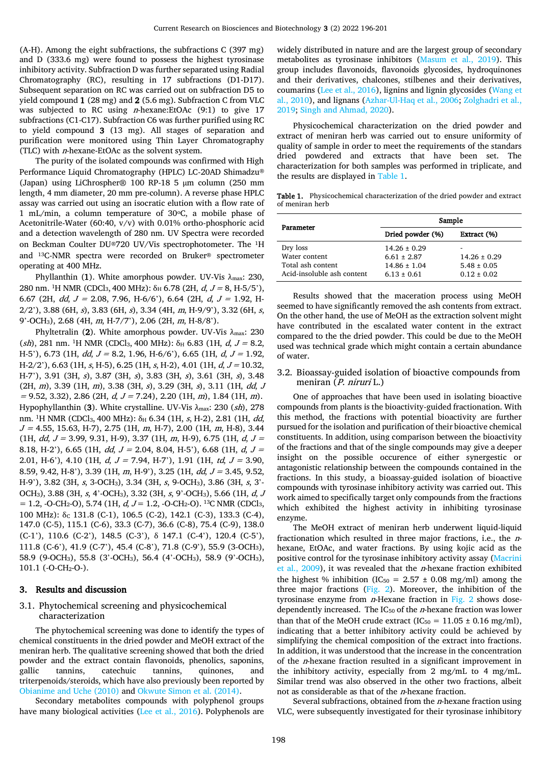(A-H). Among the eight subfractions, the subfractions C (397 mg) and D (333.6 mg) were found to possess the highest tyrosinase inhibitory activity. Subfraction D was further separated using Radial Chromatography (RC), resulting in 17 subfractions (D1-D17). Subsequent separation on RC was carried out on subfraction D5 to yield compound **1** (28 mg) and **2** (5.6 mg). Subfraction C from VLC was subjected to RC using *n*-hexane:EtOAc (9:1) to give 17 subfractions (C1-C17). Subfraction C6 was further purified using RC to yield compound **3** (13 mg). All stages of separation and purification were monitored using Thin Layer Chromatography (TLC) with *n*-hexane-EtOAc as the solvent system.

The purity of the isolated compounds was confirmed with High Performance Liquid Chromatography (HPLC) LC-20AD Shimadzu® (Japan) using LiChrospher® 100 RP-18 5 μm column (250 mm length, 4 mm diameter, 20 mm pre-column). A reverse phase HPLC assay was carried out using an isocratic elution with a flow rate of 1 mL/min, a column temperature of 30°C, a mobile phase of Acetonitrile-Water (60:40, v/v) with 0.01% ortho-phosphoric acid and a detection wavelength of 280 nm. UV Spectra were recorded on Beckman Coulter DU®720 UV/Vis spectrophotometer. The $^{1}$H and $^{13}$C-NMR spectra were recorded on Bruker® spectrometer operating at 400 MHz.

Phyllanthin (**1**). White amorphous powder. UV-Vis $\lambda_{max}$: 230, 280 nm. $^{1}$H NMR (CDCl$_3$, 400 MHz): $\delta_H$ 6.78 (2H, *d*, $J$ = 8, H-5/5'), 6.67 (2H, *dd*, $J$ = 2.08, 7.96, H-6/6'), 6.64 (2H, *d*, $J$ = 1.92, H-2/2'), 3.88 (6H, *s*), 3.83 (6H, *s*), 3.34 (4H, *m*, H-9/9'), 3.32 (6H, *s*, 9'-OCH$_3$), 2.68 (4H, *m*, H-7/7'), 2.06 (2H, *m*, H-8/8').

Phyltetralin (**2**). White amorphous powder. UV-Vis $\lambda_{max}$: 230 (*sh*), 281 nm. $^{1}$H NMR (CDCl$_3$, 400 MHz): $\delta_H$ 6.83 (1H, *d*, $J$ = 8.2, H-5'), 6.73 (1H, *dd*, $J$ = 8.2, 1.96, H-6/6'), 6.65 (1H, *d*, $J$ = 1.92, H-2/2'), 6.63 (1H, *s*, H-5), 6.25 (1H, *s*, H-2), 4.01 (1H, *d*, $J$ = 10.32, H-7'), 3.91 (3H, *s*), 3.87 (3H, *s*), 3.83 (3H, *s*), 3.61 (3H, *s*), 3.48 (2H, *m*), 3.39 (1H, *m*), 3.38 (3H, *s*), 3.29 (3H, *s*), 3.11 (1H, *dd*, $J$ = 9.52, 3.32), 2.86 (2H, *d*, $J$ = 7.24), 2.20 (1H, *m*), 1.84 (1H, *m*).

Hypophyllanthin (**3**). White crystalline. UV-Vis $\lambda_{max}$: 230 (*sh*), 278 nm. $^{1}$H NMR (CDCl$_3$, 400 MHz): $\delta_H$ 6.34 (1H, *s*, H-2), 2.81 (1H, *dd*, $J$ = 4.55, 15.63, H-7), 2.75 (1H, *m*, H-7), 2.00 (1H, *m*, H-8), 3.44 (1H, *dd*, $J$ = 3.99, 9.31, H-9), 3.37 (1H, *m*, H-9), 6.75 (1H, *d*, $J$ = 8.18, H-2'), 6.65 (1H, *dd*, $J$ = 2.04, 8.04, H-5'), 6.68 (1H, *d*, $J$ = 2.01, H-6'), 4.10 (1H, *d*, $J$ = 7.94, H-7'), 1.91 (1H, *td*, $J$ = 3.90, 8.59, 9.42, H-8'), 3.39 (1H, *m*, H-9'), 3.25 (1H, *dd*, $J$ = 3.45, 9.52, H-9'), 3.82 (3H, *s*, 3-OCH$_3$), 3.34 (3H, *s*, 9-OCH$_3$), 3.86 (3H, *s*, 3'-OCH$_3$), 3.88 (3H, *s*, 4'-OCH$_3$), 3.32 (3H, *s*, 9'-OCH$_3$), 5.66 (1H, *d*, $J$ = 1.2, -O-CH$_2$-O), 5.74 (1H, *d*, $J$ = 1.2, -O-CH$_2$-O). $^{13}$C NMR (CDCl$_3$, 100 MHz): $\delta_C$ 131.8 (C-1), 106.5 (C-2), 142.1 (C-3), 133.3 (C-4), 147.0 (C-5), 115.1 (C-6), 33.3 (C-7), 36.6 (C-8), 75.4 (C-9), 138.0 (C-1'), 110.6 (C-2'), 148.5 (C-3'), $\delta$ 147.1 (C-4'), 120.4 (C-5'), 111.8 (C-6'), 41.9 (C-7'), 45.4 (C-8'), 71.8 (C-9'), 55.9 (3-OCH$_3$), 58.9 (9-OCH$_3$), 55.8 (3'-OCH$_3$), 56.4 (4'-OCH$_3$), 58.9 (9'-OCH$_3$), 101.1 (-O-CH$_2$-O-).

## 3. Results and discussion

### 3.1. Phytochemical screening and physicochemical characterization

The phytochemical screening was done to identify the types of chemical constituents in the dried powder and MeOH extract of the meniran herb. The qualitative screening showed that both the dried powder and the extract contain flavonoids, phenolics, saponins, gallic tannins, catechuic tannins, quinones, and triterpenoids/steroids, which have also previously been reported by Obianime and Uche (2010) and Okwute Simon et al. (2014).

Secondary metabolites compounds with polyphenol groups have many biological activities (Lee et al., 2016). Polyphenols are widely distributed in nature and are the largest group of secondary metabolites as tyrosinase inhibitors (Masum et al., 2019). This group includes flavonoids, flavonoids glycosides, hydroquinones and their derivatives, chalcones, stilbenes and their derivatives, coumarins (Lee et al., 2016), lignins and lignin glycosides (Wang et al., 2010), and lignans (Azhar-Ul-Haq et al., 2006; Zolghadri et al., 2019; Singh and Ahmad, 2020).

Physicochemical characterization on the dried powder and extract of meniran herb was carried out to ensure uniformity of quality of sample in order to meet the requirements of the standards dried powdered and extracts that have been set. The characterization for both samples was performed in triplicate, and the results are displayed in Table 1.

**Table 1.** Physicochemical characterization of the dried powder and extract of meniran herb

| Parameter | Sample | |
|---|---|---|
| | Dried powder (%) | Extract (%) |
| Dry loss | 14.26 ± 0.29 | - |
| Water content | 6.61 ± 2.87 | 14.26 ± 0.29 |
| Total ash content | 14.86 ± 1.04 | 5.48 ± 0.05 |
| Acid-insoluble ash content | 6.13 ± 0.61 | 0.12 ± 0.02 |

Results showed that the maceration process using MeOH seemed to have significantly removed the ash contents from extract. On the other hand, the use of MeOH as the extraction solvent might have contributed in the escalated water content in the extract compared to the dried powder. This could be due to the MeOH used was technical grade which might contain a certain abundance of water.

### 3.2. Bioassay-guided isolation of bioactive compounds from meniran (*P. niruri* L.)

One of approaches that have been used in isolating bioactive compounds from plants is the bioactivity-guided fractionation. With this method, the fractions with potential bioactivity are further pursued for the isolation and purification of their bioactive chemical constituents. In addition, using comparison between the bioactivity of the fractions and that of the single compounds may give a deeper insight on the possible occurence of either synergestic or antagonistic relationship between the compounds contained in the fractions. In this study, a bioassay-guided isolation of bioactive compounds with tyrosinase inhibitory activity was carried out. This work aimed to specifically target only compounds from the fractions which exhibited the highest activity in inhibiting tyrosinase enzyme.

The MeOH extract of meniran herb underwent liquid-liquid fractionation which resulted in three major fractions, i.e., the *n*-hexane, EtOAc, and water fractions. By using kojic acid as the positive control for the tyrosinase inhibitory activity assay (Macrini et al., 2009), it was revealed that the *n*-hexane fraction exhibited the highest % inhibition ($IC_{50}$ = 2.57 ± 0.08 mg/ml) among the three major fractions (Fig. 2). Moreover, the inhibition of the tyrosinase enzyme from *n*-Hexane fraction in Fig. 2 shows dose-dependently increased. The $IC_{50}$ of the *n*-hexane fraction was lower than that of the MeOH crude extract ($IC_{50}$ = 11.05 ± 0.16 mg/ml), indicating that a better inhibitory activity could be achieved by simplifying the chemical composition of the extract into fractions. In addition, it was understood that the increase in the concentration of the *n*-hexane fraction resulted in a significant improvement in the inhibitory activity, especially from 2 mg/mL to 4 mg/mL. Similar trend was also observed in the other two fractions, albeit not as considerable as that of the *n*-hexane fraction.

Several subfractions, obtained from the *n*-hexane fraction using VLC, were subsequently investigated for their tyrosinase inhibitory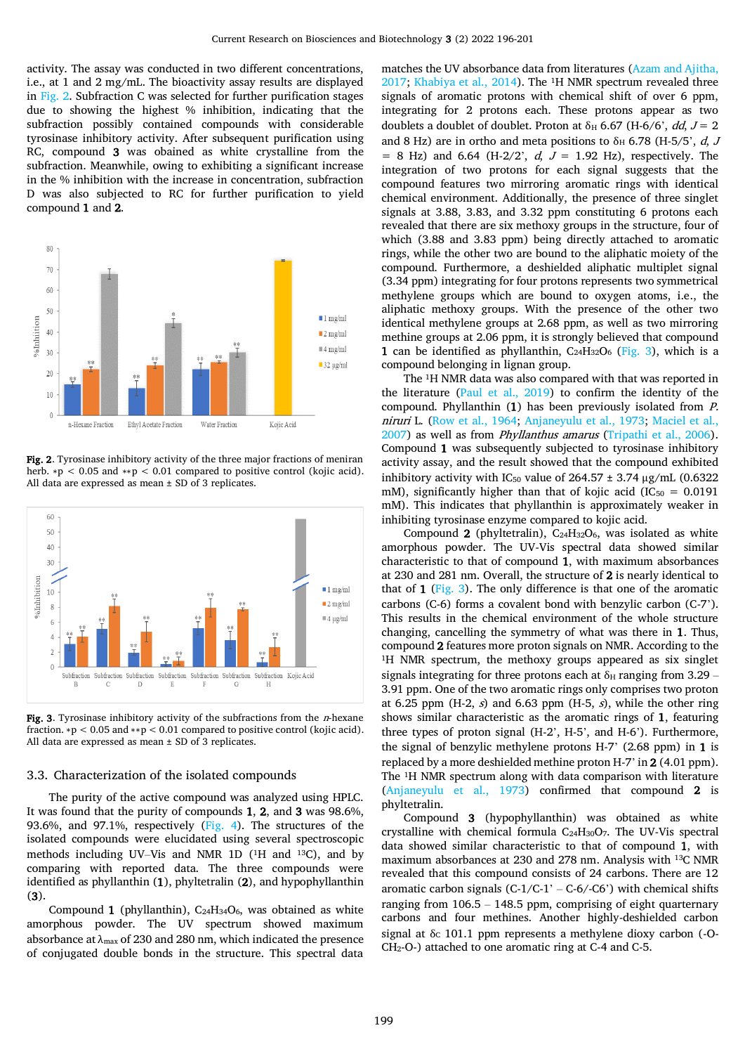activity. The assay was conducted in two different concentrations, i.e., at 1 and 2 mg/mL. The bioactivity assay results are displayed in Fig. 2. Subfraction C was selected for further purification stages due to showing the highest % inhibition, indicating that the subfraction possibly contained compounds with considerable tyrosinase inhibitory activity. After subsequent purification using RC, compound **3** was obtained as white crystalline from the subfraction. Meanwhile, owing to exhibiting a significant increase in the % inhibition with the increase in concentration, subfraction D was also subjected to RC for further purification to yield compound **1** and **2**.

**Fig. 2.** Tyrosinase inhibitory activity of the three major fractions of meniran herb. *p < 0.05 and **p < 0.01 compared to positive control (kojic acid). All data are expressed as mean ± SD of 3 replicates.

**Fig. 3.** Tyrosinase inhibitory activity of the subfractions from the *n*-hexane fraction. *p < 0.05 and **p < 0.01 compared to positive control (kojic acid). All data are expressed as mean ± SD of 3 replicates.

## 3.3. Characterization of the isolated compounds

The purity of the active compound was analyzed using HPLC. It was found that the purity of compounds **1**, **2**, and **3** was 98.6%, 93.6%, and 97.1%, respectively (Fig. 4). The structures of the isolated compounds were elucidated using several spectroscopic methods including UV–Vis and NMR 1D ($^1$H and $^{13}$C), and by comparing with reported data. The three compounds were identified as phyllanthin (**1**), phyltetralin (**2**), and hypophyllanthin (**3**).

Compound **1** (phyllanthin), $C_{24}H_{34}O_6$, was obtained as white amorphous powder. The UV spectrum showed maximum absorbance at $\lambda_{max}$ of 230 and 280 nm, which indicated the presence of conjugated double bonds in the structure. This spectral data matches the UV absorbance data from literatures (Azam and Ajitha, 2017; Khabiya et al., 2014). The $^1$H NMR spectrum revealed three signals of aromatic protons with chemical shift of over 6 ppm, integrating for 2 protons each. These protons appear as two doublets a doublet of doublet. Proton at $\delta_H$ 6.67 (H-6/6', *dd*, $J$ = 2 and 8 Hz) are in ortho and meta positions to $\delta_H$ 6.78 (H-5/5', *d*, $J$ = 8 Hz) and 6.64 (H-2/2', *d*, $J$ = 1.92 Hz), respectively. The integration of two protons for each signal suggests that the compound features two mirroring aromatic rings with identical chemical environment. Additionally, the presence of three singlet signals at 3.88, 3.83, and 3.32 ppm constituting 6 protons each revealed that there are six methoxy groups in the structure, four of which (3.88 and 3.83 ppm) being directly attached to aromatic rings, while the other two are bound to the aliphatic moiety of the compound. Furthermore, a deshielded aliphatic multiplet signal (3.34 ppm) integrating for four protons represents two symmetrical methylene groups which are bound to oxygen atoms, i.e., the aliphatic methoxy groups. With the presence of the other two identical methylene groups at 2.68 ppm, as well as two mirroring methine groups at 2.06 ppm, it is strongly believed that compound **1** can be identified as phyllanthin, $C_{24}H_{32}O_6$ (Fig. 3), which is a compound belonging in lignan group.

The $^1$H NMR data was also compared with that was reported in the literature (Paul et al., 2019) to confirm the identity of the compound. Phyllanthin (**1**) has been previously isolated from *P. niruri* L. (Row et al., 1964; Anjaneyulu et al., 1973; Maciel et al., 2007) as well as from *Phyllanthus amarus* (Tripathi et al., 2006). Compound **1** was subsequently subjected to tyrosinase inhibitory activity assay, and the result showed that the compound exhibited inhibitory activity with $IC_{50}$ value of 264.57 ± 3.74 µg/mL (0.6322 mM), significantly higher than that of kojic acid ($IC_{50}$ = 0.0191 mM). This indicates that phyllanthin is approximately weaker in inhibiting tyrosinase enzyme compared to kojic acid.

Compound **2** (phyltetralin), $C_{24}H_{32}O_6$, was isolated as white amorphous powder. The UV-Vis spectral data showed similar characteristic to that of compound **1**, with maximum absorbances at 230 and 281 nm. Overall, the structure of **2** is nearly identical to that of **1** (Fig. 3). The only difference is that one of the aromatic carbons (C-6) forms a covalent bond with benzylic carbon (C-7'). This results in the chemical environment of the whole structure changing, cancelling the symmetry of what was there in **1**. Thus, compound **2** features more proton signals on NMR. According to the $^1$H NMR spectrum, the methoxy groups appeared as six singlet signals integrating for three protons each at $\delta_H$ ranging from 3.29 – 3.91 ppm. One of the two aromatic rings only comprises two proton at 6.25 ppm (H-2, *s*) and 6.63 ppm (H-5, *s*), while the other ring shows similar characteristic as the aromatic rings of **1**, featuring three types of proton signal (H-2', H-5', and H-6'). Furthermore, the signal of benzylic methylene protons H-7' (2.68 ppm) in **1** is replaced by a more deshielded methine proton H-7' in **2** (4.01 ppm). The $^1$H NMR spectrum along with data comparison with literature (Anjaneyulu et al., 1973) confirmed that compound **2** is phyltetralin.

Compound **3** (hypophyllanthin) was obtained as white crystalline with chemical formula $C_{24}H_{30}O_7$. The UV-Vis spectral data showed similar characteristic to that of compound **1**, with maximum absorbances at 230 and 278 nm. Analysis with $^{13}$C NMR revealed that this compound consists of 24 carbons. There are 12 aromatic carbon signals (C-1/C-1' – C-6/C6') with chemical shifts ranging from 106.5 – 148.5 ppm, comprising of eight quarternary carbons and four methines. Another highly-deshielded carbon signal at $\delta_C$ 101.1 ppm represents a methylene dioxy carbon (-O-$CH_2$-O-) attached to one aromatic ring at C-4 and C-5.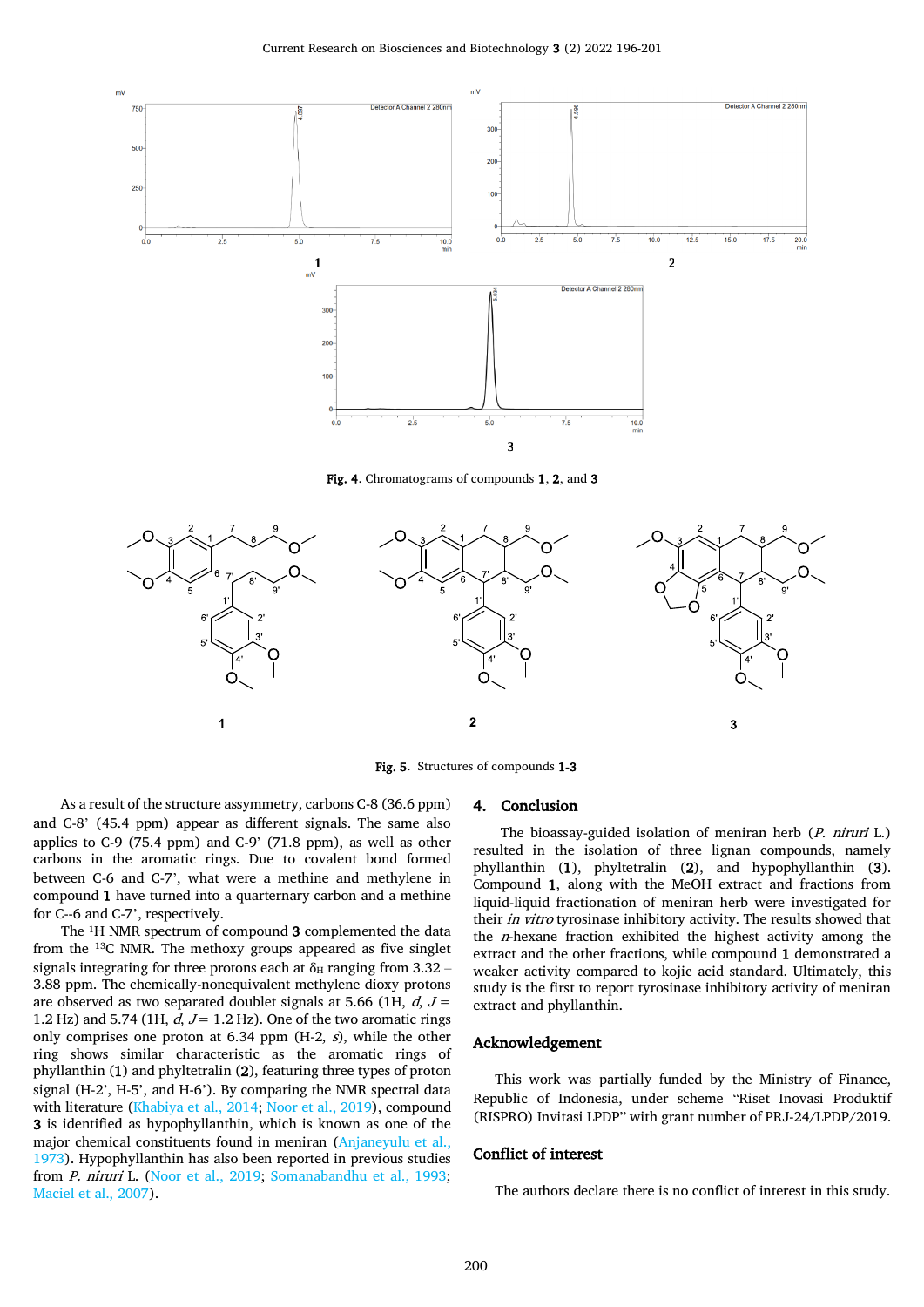Fig. 4. Chromatograms of compounds **1**, **2**, and **3**

Fig. 5. Structures of compounds **1-3**

As a result of the structure assymmetry, carbons C-8 (36.6 ppm) and C-8' (45.4 ppm) appear as different signals. The same also applies to C-9 (75.4 ppm) and C-9' (71.8 ppm), as well as other carbons in the aromatic rings. Due to covalent bond formed between C-6 and C-7', what were a methine and methylene in compound **1** have turned into a quarternary carbon and a methine for C--6 and C-7', respectively.

The $^{1}$H NMR spectrum of compound **3** complemented the data from the $^{13}$C NMR. The methoxy groups appeared as five singlet signals integrating for three protons each at $\delta_H$ ranging from 3.32 – 3.88 ppm. The chemically-nonequivalent methylene dioxy protons are observed as two separated doublet signals at 5.66 (1H, *d*, $J$ = 1.2 Hz) and 5.74 (1H, *d*, $J$ = 1.2 Hz). One of the two aromatic rings only comprises one proton at 6.34 ppm (H-2, *s*), while the other ring shows similar characteristic as the aromatic rings of phyllanthin (**1**) and phyltetralin (**2**), featuring three types of proton signal (H-2', H-5', and H-6'). By comparing the NMR spectral data with literature (Khabiya et al., 2014; Noor et al., 2019), compound **3** is identified as hypophyllanthin, which is known as one of the major chemical constituents found in meniran (Anjaneyulu et al., 1973). Hypophyllanthin has also been reported in previous studies from *P. niruri* L. (Noor et al., 2019; Somanabandhu et al., 1993; Maciel et al., 2007).

## 4. Conclusion

The bioassay-guided isolation of meniran herb (*P. niruri* L.) resulted in the isolation of three lignan compounds, namely phyllanthin (**1**), phyltetralin (**2**), and hypophyllanthin (**3**). Compound **1**, along with the MeOH extract and fractions from liquid-liquid fractionation of meniran herb were investigated for their *in vitro* tyrosinase inhibitory activity. The results showed that the *n*-hexane fraction exhibited the highest activity among the extract and the other fractions, while compound **1** demonstrated a weaker activity compared to kojic acid standard. Ultimately, this study is the first to report tyrosinase inhibitory activity of meniran extract and phyllanthin.

## Acknowledgement

This work was partially funded by the Ministry of Finance, Republic of Indonesia, under scheme "Riset Inovasi Produktif (RISPRO) Invitasi LPDP" with grant number of PRJ-24/LPDP/2019.

## Conflict of interest

The authors declare there is no conflict of interest in this study.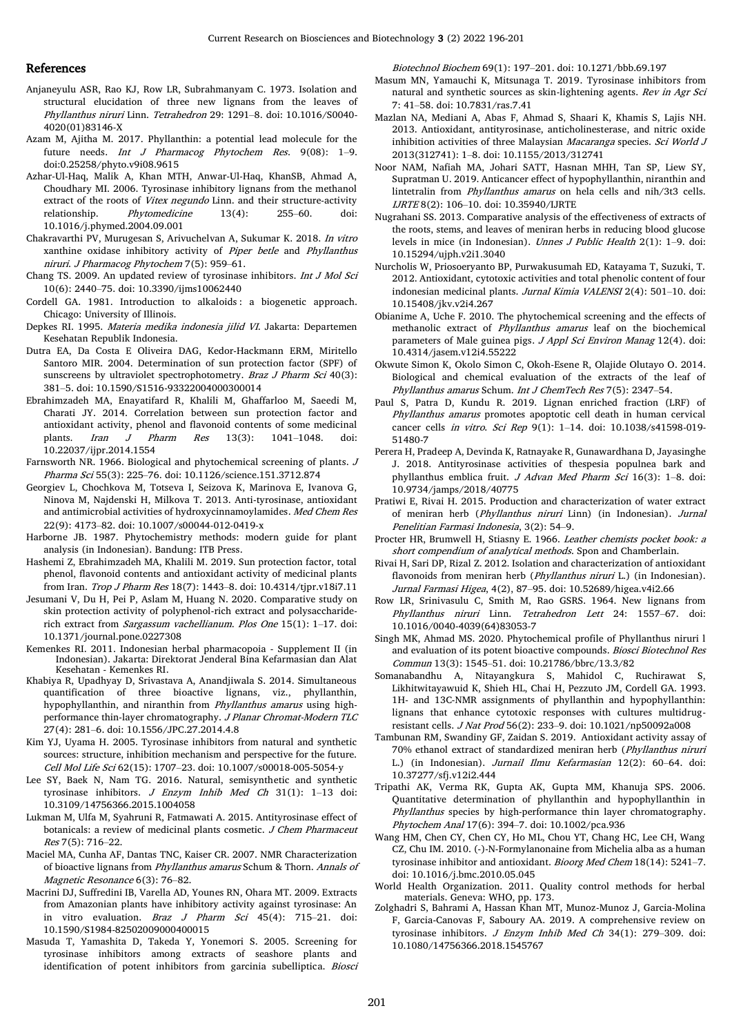## References

Anjaneyulu ASR, Rao KJ, Row LR, Subrahmanyam C. 1973. Isolation and structural elucidation of three new lignans from the leaves of *Phyllanthus niruri* Linn. *Tetrahedron* 29: 1291–8. doi: 10.1016/S0040-4020(01)83146-X

Azam M, Ajitha M. 2017. Phyllanthin: a potential lead molecule for the future needs. *Int J Pharmacog Phytochem Res*. 9(08): 1–9. doi:0.25258/phyto.v9i08.9615

Azhar-Ul-Haq, Malik A, Khan MTH, Anwar-Ul-Haq, KhanSB, Ahmad A, Choudhary MI. 2006. Tyrosinase inhibitory lignans from the methanol extract of the roots of *Vitex negundo* Linn. and their structure-activity relationship. *Phytomedicine* 13(4): 255–60. doi: 10.1016/j.phymed.2004.09.001

Chakravarthi PV, Murugesan S, Arivuchelvan A, Sukumar K. 2018. *In vitro* xanthine oxidase inhibitory activity of *Piper betle* and *Phyllanthus niruri*. *J Pharmacog Phytochem* 7(5): 959–61.

Chang TS. 2009. An updated review of tyrosinase inhibitors. *Int J Mol Sci* 10(6): 2440–75. doi: 10.3390/ijms10062440

Cordell GA. 1981. Introduction to alkaloids : a biogenetic approach. Chicago: University of Illinois.

Depkes RI. 1995. *Materia medika indonesia jilid VI*. Jakarta: Departemen Kesehatan Republik Indonesia.

Dutra EA, Da Costa E Oliveira DAG, Kedor-Hackmann ERM, Miritello Santoro MIR. 2004. Determination of sun protection factor (SPF) of sunscreens by ultraviolet spectrophotometry. *Braz J Pharm Sci* 40(3): 381–5. doi: 10.1590/S1516-93322004000300014

Ebrahimzadeh MA, Enayatifard R, Khalili M, Ghaffarloo M, Saeedi M, Charati JY. 2014. Correlation between sun protection factor and antioxidant activity, phenol and flavonoid contents of some medicinal plants. *Iran J Pharm Res* 13(3): 1041–1048. doi: 10.22037/ijpr.2014.1554

Farnsworth NR. 1966. Biological and phytochemical screening of plants. *J Pharma Sci* 55(3): 225–76. doi: 10.1126/science.151.3712.874

Georgiev L, Chochkova M, Totseva I, Seizova K, Marinova E, Ivanova G, Ninova M, Najdenski H, Milkova T. 2013. Anti-tyrosinase, antioxidant and antimicrobial activities of hydroxycinnamoylamides. *Med Chem Res* 22(9): 4173–82. doi: 10.1007/s00044-012-0419-x

Harborne JB. 1987. Phytochemistry methods: modern guide for plant analysis (in Indonesian). Bandung: ITB Press.

Hashemi Z, Ebrahimzadeh MA, Khalili M. 2019. Sun protection factor, total phenol, flavonoid contents and antioxidant activity of medicinal plants from Iran. *Trop J Pharm Res* 18(7): 1443–8. doi: 10.4314/tjpr.v18i7.11

Jesumani V, Du H, Pei P, Aslam M, Huang N. 2020. Comparative study on skin protection activity of polyphenol-rich extract and polysaccharide-rich extract from *Sargassum vachellianum*. *Plos One* 15(1): 1–17. doi: 10.1371/journal.pone.0227308

Kemenkes RI. 2011. Indonesian herbal pharmacopoia - Supplement II (in Indonesian). Jakarta: Direktorat Jenderal Bina Kefarmasian dan Alat Kesehatan - Kemenkes RI.

Khabiya R, Upadhyay D, Srivastava A, Anandjiwala S. 2014. Simultaneous quantification of three bioactive lignans, viz., phyllanthin, hypophyllanthin, and niranthin from *Phyllanthus amarus* using high-performance thin-layer chromatography. *J Planar Chromat-Modern TLC* 27(4): 281–6. doi: 10.1556/JPC.27.2014.4.8

Kim YJ, Uyama H. 2005. Tyrosinase inhibitors from natural and synthetic sources: structure, inhibition mechanism and perspective for the future. *Cell Mol Life Sci* 62(15): 1707–23. doi: 10.1007/s00018-005-5054-y

Lee SY, Baek N, Nam TG. 2016. Natural, semisynthetic and synthetic tyrosinase inhibitors. *J Enzym Inhib Med Ch* 31(1): 1–13 doi: 10.3109/14756366.2015.1004058

Lukman M, Ulfa M, Syahruni R, Fatmawati A. 2015. Antityrosinase effect of botanicals: a review of medicinal plants cosmetic. *J Chem Pharmaceut Res* 7(5): 716–22.

Maciel MA, Cunha AF, Dantas TNC, Kaiser CR. 2007. NMR Characterization of bioactive lignans from *Phyllanthus amarus* Schum & Thorn. *Annals of Magnetic Resonance* 6(3): 76–82.

Macrini DJ, Suffredini IB, Varella AD, Younes RN, Ohara MT. 2009. Extracts from Amazonian plants have inhibitory activity against tyrosinase: An in vitro evaluation. *Braz J Pharm Sci* 45(4): 715–21. doi: 10.1590/S1984-82502009000400015

Masuda T, Yamashita D, Takeda Y, Yonemori S. 2005. Screening for tyrosinase inhibitors among extracts of seashore plants and identification of potent inhibitors from garcinia subelliptica. *Biosci Biotechnol Biochem* 69(1): 197–201. doi: 10.1271/bbb.69.197

Masum MN, Yamauchi K, Mitsunaga T. 2019. Tyrosinase inhibitors from natural and synthetic sources as skin-lightening agents. *Rev in Agr Sci* 7: 41–58. doi: 10.7831/ras.7.41

Mazlan NA, Mediani A, Abas F, Ahmad S, Shaari K, Khamis S, Lajis NH. 2013. Antioxidant, antityrosinase, anticholinesterase, and nitric oxide inhibition activities of three Malaysian *Macaranga* species. *Sci World J* 2013(312741): 1–8. doi: 10.1155/2013/312741

Noor NAM, Nafiah MA, Johari SATT, Hasnan MHH, Tan SP, Liew SY, Supratman U. 2019. Anticancer effect of hypophyllanthin, niranthin and lintetralin from *Phyllanthus amarus* on hela cells and nih/3t3 cells. *IJRTE* 8(2): 106–10. doi: 10.35940/IJRTE

Nugrahani SS. 2013. Comparative analysis of the effectiveness of extracts of the roots, stems, and leaves of meniran herbs in reducing blood glucose levels in mice (in Indonesian). *Unnes J Public Health* 2(1): 1–9. doi: 10.15294/ujph.v2i1.3040

Nurcholis W, Priosoeryanto BP, Purwakusumah ED, Katayama T, Suzuki, T. 2012. Antioxidant, cytotoxic activities and total phenolic content of four indonesian medicinal plants. *Jurnal Kimia VALENSI* 2(4): 501–10. doi: 10.15408/jkv.v2i4.267

Obianime A, Uche F. 2010. The phytochemical screening and the effects of methanolic extract of *Phyllanthus amarus* leaf on the biochemical parameters of Male guinea pigs. *J Appl Sci Environ Manag* 12(4). doi: 10.4314/jasem.v12i4.55222

Okwute Simon K, Okolo Simon C, Okoh-Esene R, Olajide Olutayo O. 2014. Biological and chemical evaluation of the extracts of the leaf of *Phyllanthus amarus* Schum. *Int J ChemTech Res* 7(5): 2347–54.

Paul S, Patra D, Kundu R. 2019. Lignan enriched fraction (LRF) of *Phyllanthus amarus* promotes apoptotic cell death in human cervical cancer cells *in vitro*. *Sci Rep* 9(1): 1–14. doi: 10.1038/s41598-019-51480-7

Perera H, Pradeep A, Devinda K, Ratnayake R, Gunawardhana D, Jayasinghe J. 2018. Antityrosinase activities of thespesia populnea bark and phyllanthus emblica fruit. *J Advan Med Pharm Sci* 16(3): 1–8. doi: 10.9734/jamps/2018/40775

Pratiwi E, Rivai H. 2015. Production and characterization of water extract of meniran herb (*Phyllanthus niruri* Linn) (in Indonesian). *Jurnal Penelitian Farmasi Indonesia*, 3(2): 54–9.

Procter HR, Brumwell H, Stiasny E. 1966. *Leather chemists pocket book: a short compendium of analytical methods*. Spon and Chamberlain.

Rivai H, Sari DP, Rizal Z. 2012. Isolation and characterization of antioxidant flavonoids from meniran herb (*Phyllanthus niruri* L.) (in Indonesian). *Jurnal Farmasi Higea*, 4(2), 87–95. doi: 10.52689/higea.v4i2.66

Row LR, Srinivasulu C, Smith M, Rao GSRS. 1964. New lignans from *Phyllanthus niruri* Linn. *Tetrahedron Lett* 24: 1557–67. doi: 10.1016/0040-4039(64)83053-7

Singh MK, Ahmad MS. 2020. Phytochemical profile of Phyllanthus niruri l and evaluation of its potent bioactive compounds. *Biosci Biotechnol Res Commun* 13(3): 1545–51. doi: 10.21786/bbrc/13.3/82

Somanabandhu A, Nitayangkura S, Mahidol C, Ruchirawat S, Likhitwitayawuid K, Shieh HL, Chai H, Pezzuto JM, Cordell GA. 1993. 1H- and 13C-NMR assignments of phyllanthin and hypophyllanthin: lignans that enhance cytotoxic responses with cultures multidrug-resistant cells. *J Nat Prod* 56(2): 233–9. doi: 10.1021/np50092a008

Tambunan RM, Swandiny GF, Zaidan S. 2019. Antioxidant activity assay of 70% ethanol extract of standardized meniran herb (*Phyllanthus niruri* L.) (in Indonesian). *Jurnal Ilmu Kefarmasian* 12(2): 60–64. doi: 10.37277/sfj.v12i2.444

Tripathi AK, Verma RK, Gupta AK, Gupta MM, Khanuja SPS. 2006. Quantitative determination of phyllanthin and hypophyllanthin in *Phyllanthus* species by high-performance thin layer chromatography. *Phytochem Anal* 17(6): 394–7. doi: 10.1002/pca.936

Wang HM, Chen CY, Chen CY, Ho ML, Chou YT, Chang HC, Lee CH, Wang CZ, Chu IM. 2010. (-)-N-Formylanonaine from Michelia alba as a human tyrosinase inhibitor and antioxidant. *Bioorg Med Chem* 18(14): 5241–7. doi: 10.1016/j.bmc.2010.05.045

World Health Organization. 2011. Quality control methods for herbal materials. Geneva: WHO, pp. 173.

Zolghadri S, Bahrami A, Hassan Khan MT, Munoz-Munoz J, Garcia-Molina F, Garcia-Canovas F, Saboury AA. 2019. A comprehensive review on tyrosinase inhibitors. *J Enzym Inhib Med Ch* 34(1): 279–309. doi: 10.1080/14756366.2018.1545767